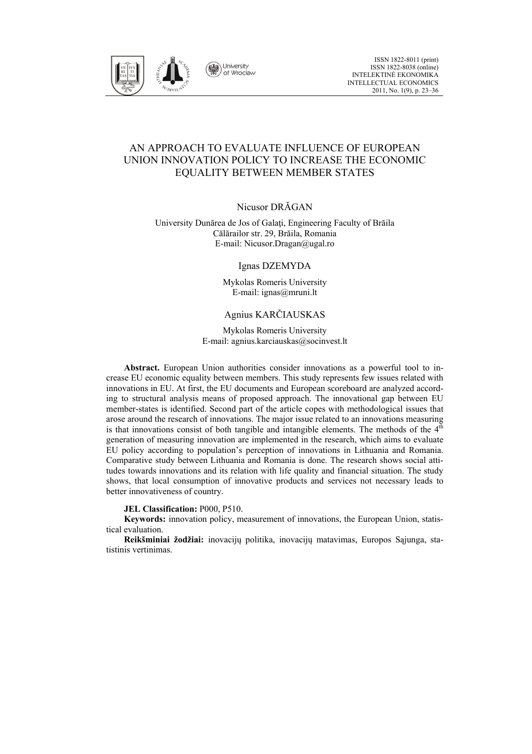# AN APPROACH TO EVALUATE INFLUENCE OF EUROPEAN UNION INNOVATION POLICY TO INCREASE THE ECONOMIC EQUALITY BETWEEN MEMBER STATES

Nicusor DRĂGAN

University Dunărea de Jos of Galaţi, Engineering Faculty of Brăila
Călărailor str. 29, Brăila, Romania
E-mail: Nicusor.Dragan@ugal.ro

Ignas DZEMYDA

Mykolas Romeris University
E-mail: ignas@mruni.lt

Agnius KARČIAUSKAS

Mykolas Romeris University
E-mail: agnius.karciauskas@socinvest.lt

**Abstract.** European Union authorities consider innovations as a powerful tool to increase EU economic equality between members. This study represents few issues related with innovations in EU. At first, the EU documents and European scoreboard are analyzed according to structural analysis means of proposed approach. The innovational gap between EU member-states is identified. Second part of the article copes with methodological issues that arose around the research of innovations. The major issue related to an innovations measuring is that innovations consist of both tangible and intangible elements. The methods of the 4$^{th}$ generation of measuring innovation are implemented in the research, which aims to evaluate EU policy according to population's perception of innovations in Lithuania and Romania. Comparative study between Lithuania and Romania is done. The research shows social attitudes towards innovations and its relation with life quality and financial situation. The study shows, that local consumption of innovative products and services not necessary leads to better innovativeness of country.

**JEL Classification:** P000, P510.

**Keywords:** innovation policy, measurement of innovations, the European Union, statistical evaluation.

**Reikšminiai žodžiai:** inovacijų politika, inovacijų matavimas, Europos Sąjunga, statistinis vertinimas.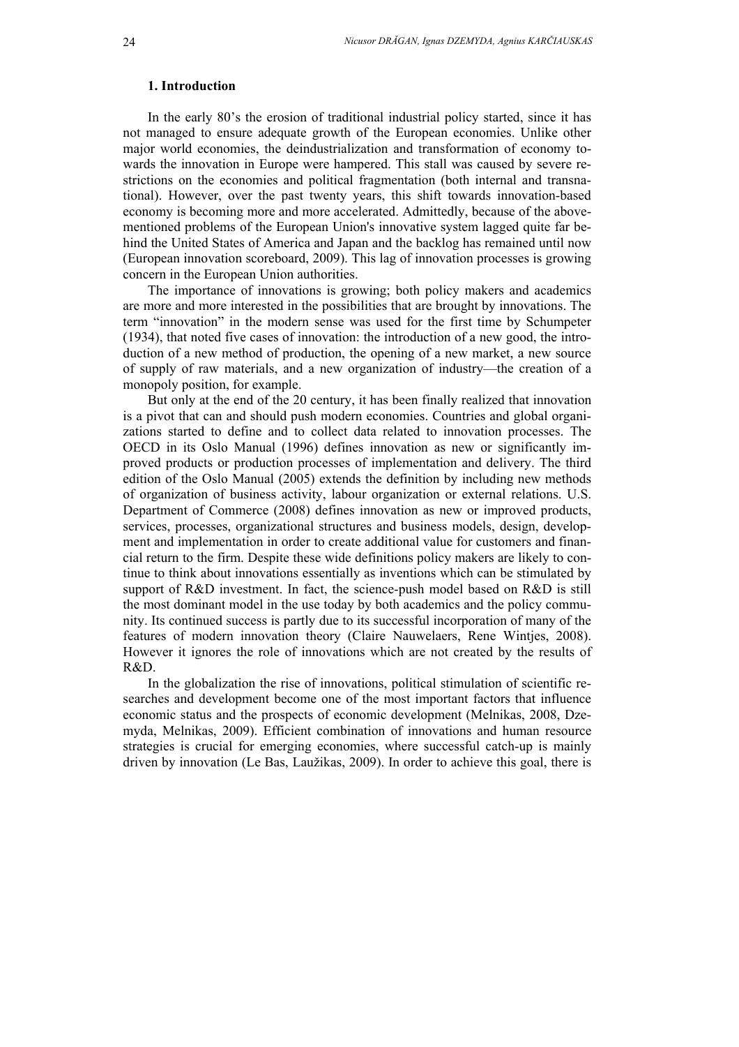## 1. Introduction

In the early 80's the erosion of traditional industrial policy started, since it has not managed to ensure adequate growth of the European economies. Unlike other major world economies, the deindustrialization and transformation of economy towards the innovation in Europe were hampered. This stall was caused by severe restrictions on the economies and political fragmentation (both internal and transnational). However, over the past twenty years, this shift towards innovation-based economy is becoming more and more accelerated. Admittedly, because of the above-mentioned problems of the European Union's innovative system lagged quite far behind the United States of America and Japan and the backlog has remained until now (European innovation scoreboard, 2009). This lag of innovation processes is growing concern in the European Union authorities.

The importance of innovations is growing; both policy makers and academics are more and more interested in the possibilities that are brought by innovations. The term "innovation" in the modern sense was used for the first time by Schumpeter (1934), that noted five cases of innovation: the introduction of a new good, the introduction of a new method of production, the opening of a new market, a new source of supply of raw materials, and a new organization of industry—the creation of a monopoly position, for example.

But only at the end of the 20 century, it has been finally realized that innovation is a pivot that can and should push modern economies. Countries and global organizations started to define and to collect data related to innovation processes. The OECD in its Oslo Manual (1996) defines innovation as new or significantly improved products or production processes of implementation and delivery. The third edition of the Oslo Manual (2005) extends the definition by including new methods of organization of business activity, labour organization or external relations. U.S. Department of Commerce (2008) defines innovation as new or improved products, services, processes, organizational structures and business models, design, development and implementation in order to create additional value for customers and financial return to the firm. Despite these wide definitions policy makers are likely to continue to think about innovations essentially as inventions which can be stimulated by support of R&D investment. In fact, the science-push model based on R&D is still the most dominant model in the use today by both academics and the policy community. Its continued success is partly due to its successful incorporation of many of the features of modern innovation theory (Claire Nauwelaers, Rene Wintjes, 2008). However it ignores the role of innovations which are not created by the results of R&D.

In the globalization the rise of innovations, political stimulation of scientific researches and development become one of the most important factors that influence economic status and the prospects of economic development (Melnikas, 2008, Dzemyda, Melnikas, 2009). Efficient combination of innovations and human resource strategies is crucial for emerging economies, where successful catch-up is mainly driven by innovation (Le Bas, Laužikas, 2009). In order to achieve this goal, there is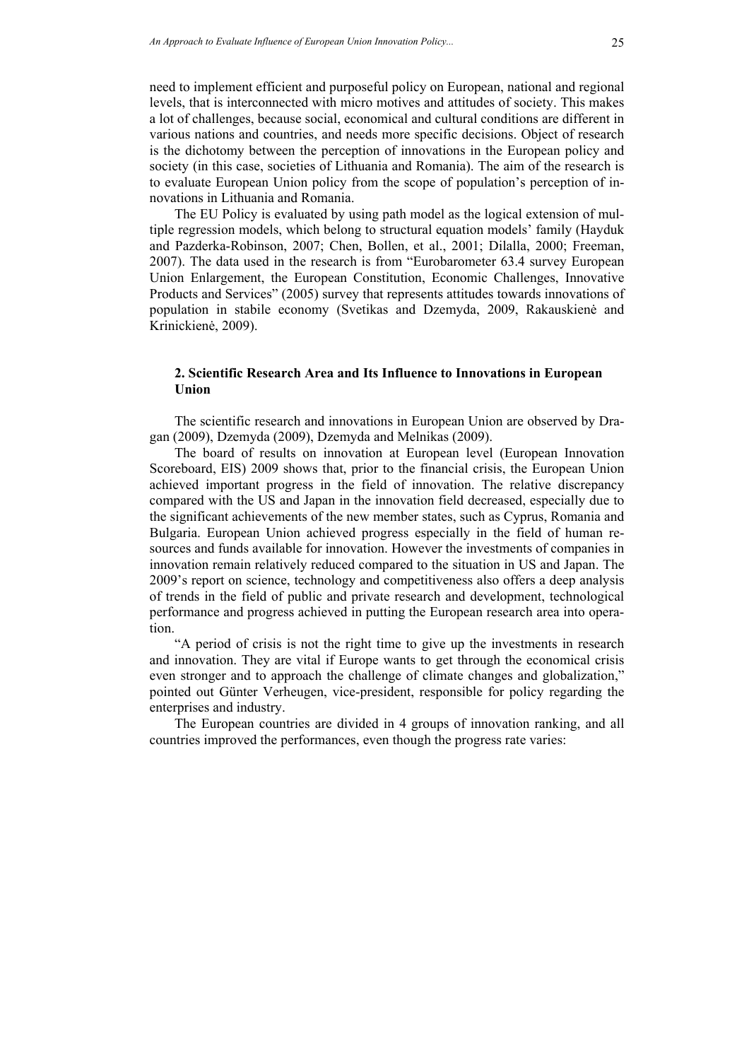need to implement efficient and purposeful policy on European, national and regional levels, that is interconnected with micro motives and attitudes of society. This makes a lot of challenges, because social, economical and cultural conditions are different in various nations and countries, and needs more specific decisions. Object of research is the dichotomy between the perception of innovations in the European policy and society (in this case, societies of Lithuania and Romania). The aim of the research is to evaluate European Union policy from the scope of population's perception of innovations in Lithuania and Romania.

The EU Policy is evaluated by using path model as the logical extension of multiple regression models, which belong to structural equation models' family (Hayduk and Pazderka-Robinson, 2007; Chen, Bollen, et al., 2001; Dilalla, 2000; Freeman, 2007). The data used in the research is from "Eurobarometer 63.4 survey European Union Enlargement, the European Constitution, Economic Challenges, Innovative Products and Services" (2005) survey that represents attitudes towards innovations of population in stabile economy (Svetikas and Dzemyda, 2009, Rakauskienė and Krinickienė, 2009).

## 2. Scientific Research Area and Its Influence to Innovations in European Union

The scientific research and innovations in European Union are observed by Dragan (2009), Dzemyda (2009), Dzemyda and Melnikas (2009).

The board of results on innovation at European level (European Innovation Scoreboard, EIS) 2009 shows that, prior to the financial crisis, the European Union achieved important progress in the field of innovation. The relative discrepancy compared with the US and Japan in the innovation field decreased, especially due to the significant achievements of the new member states, such as Cyprus, Romania and Bulgaria. European Union achieved progress especially in the field of human resources and funds available for innovation. However the investments of companies in innovation remain relatively reduced compared to the situation in US and Japan. The 2009's report on science, technology and competitiveness also offers a deep analysis of trends in the field of public and private research and development, technological performance and progress achieved in putting the European research area into operation.

"A period of crisis is not the right time to give up the investments in research and innovation. They are vital if Europe wants to get through the economical crisis even stronger and to approach the challenge of climate changes and globalization," pointed out Günter Verheugen, vice-president, responsible for policy regarding the enterprises and industry.

The European countries are divided in 4 groups of innovation ranking, and all countries improved the performances, even though the progress rate varies: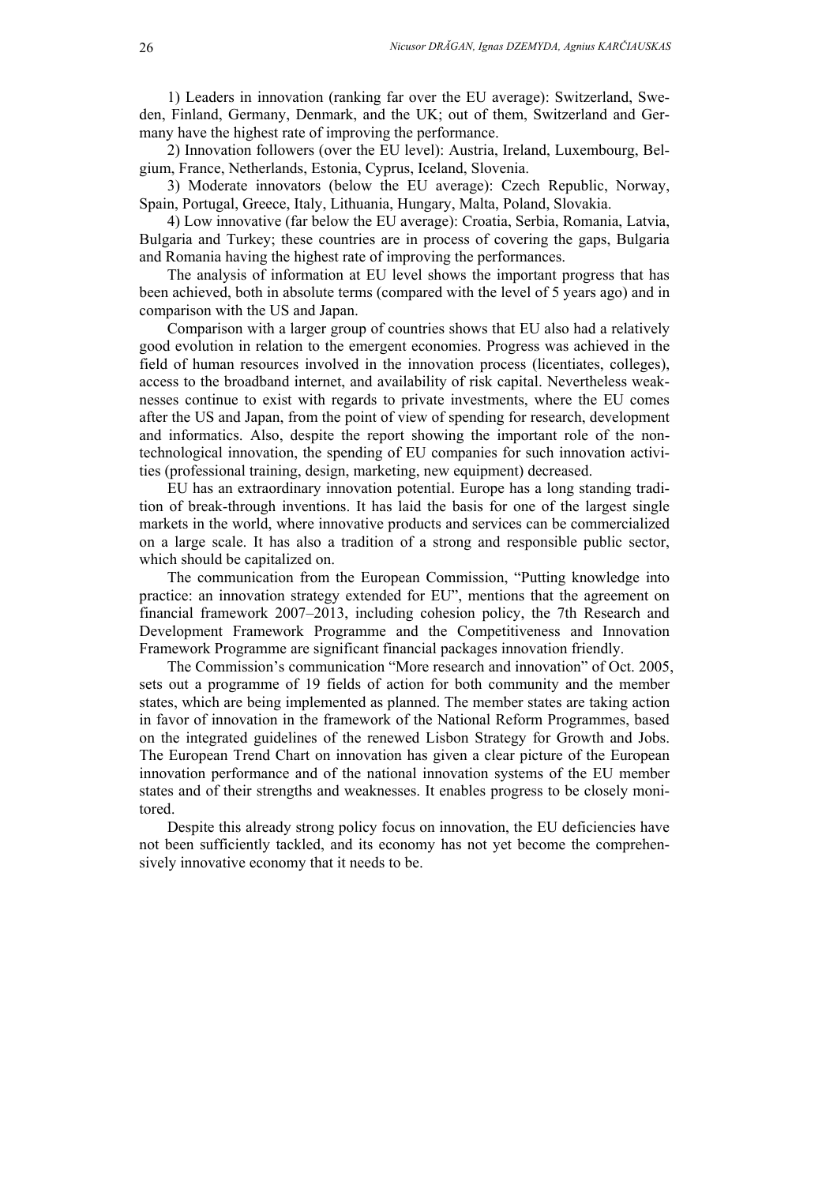1) Leaders in innovation (ranking far over the EU average): Switzerland, Sweden, Finland, Germany, Denmark, and the UK; out of them, Switzerland and Germany have the highest rate of improving the performance.

2) Innovation followers (over the EU level): Austria, Ireland, Luxembourg, Belgium, France, Netherlands, Estonia, Cyprus, Iceland, Slovenia.

3) Moderate innovators (below the EU average): Czech Republic, Norway, Spain, Portugal, Greece, Italy, Lithuania, Hungary, Malta, Poland, Slovakia.

4) Low innovative (far below the EU average): Croatia, Serbia, Romania, Latvia, Bulgaria and Turkey; these countries are in process of covering the gaps, Bulgaria and Romania having the highest rate of improving the performances.

The analysis of information at EU level shows the important progress that has been achieved, both in absolute terms (compared with the level of 5 years ago) and in comparison with the US and Japan.

Comparison with a larger group of countries shows that EU also had a relatively good evolution in relation to the emergent economies. Progress was achieved in the field of human resources involved in the innovation process (licentiates, colleges), access to the broadband internet, and availability of risk capital. Nevertheless weaknesses continue to exist with regards to private investments, where the EU comes after the US and Japan, from the point of view of spending for research, development and informatics. Also, despite the report showing the important role of the non-technological innovation, the spending of EU companies for such innovation activities (professional training, design, marketing, new equipment) decreased.

EU has an extraordinary innovation potential. Europe has a long standing tradition of break-through inventions. It has laid the basis for one of the largest single markets in the world, where innovative products and services can be commercialized on a large scale. It has also a tradition of a strong and responsible public sector, which should be capitalized on.

The communication from the European Commission, "Putting knowledge into practice: an innovation strategy extended for EU", mentions that the agreement on financial framework 2007–2013, including cohesion policy, the 7th Research and Development Framework Programme and the Competitiveness and Innovation Framework Programme are significant financial packages innovation friendly.

The Commission's communication "More research and innovation" of Oct. 2005, sets out a programme of 19 fields of action for both community and the member states, which are being implemented as planned. The member states are taking action in favor of innovation in the framework of the National Reform Programmes, based on the integrated guidelines of the renewed Lisbon Strategy for Growth and Jobs. The European Trend Chart on innovation has given a clear picture of the European innovation performance and of the national innovation systems of the EU member states and of their strengths and weaknesses. It enables progress to be closely monitored.

Despite this already strong policy focus on innovation, the EU deficiencies have not been sufficiently tackled, and its economy has not yet become the comprehensively innovative economy that it needs to be.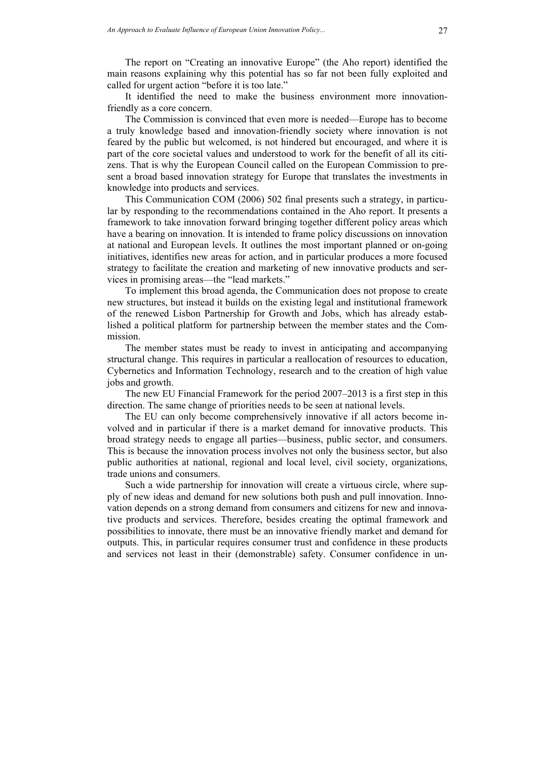The report on "Creating an innovative Europe" (the Aho report) identified the main reasons explaining why this potential has so far not been fully exploited and called for urgent action "before it is too late."

It identified the need to make the business environment more innovation-friendly as a core concern.

The Commission is convinced that even more is needed—Europe has to become a truly knowledge based and innovation-friendly society where innovation is not feared by the public but welcomed, is not hindered but encouraged, and where it is part of the core societal values and understood to work for the benefit of all its citizens. That is why the European Council called on the European Commission to present a broad based innovation strategy for Europe that translates the investments in knowledge into products and services.

This Communication COM (2006) 502 final presents such a strategy, in particular by responding to the recommendations contained in the Aho report. It presents a framework to take innovation forward bringing together different policy areas which have a bearing on innovation. It is intended to frame policy discussions on innovation at national and European levels. It outlines the most important planned or on-going initiatives, identifies new areas for action, and in particular produces a more focused strategy to facilitate the creation and marketing of new innovative products and services in promising areas—the "lead markets."

To implement this broad agenda, the Communication does not propose to create new structures, but instead it builds on the existing legal and institutional framework of the renewed Lisbon Partnership for Growth and Jobs, which has already established a political platform for partnership between the member states and the Commission.

The member states must be ready to invest in anticipating and accompanying structural change. This requires in particular a reallocation of resources to education, Cybernetics and Information Technology, research and to the creation of high value jobs and growth.

The new EU Financial Framework for the period 2007–2013 is a first step in this direction. The same change of priorities needs to be seen at national levels.

The EU can only become comprehensively innovative if all actors become involved and in particular if there is a market demand for innovative products. This broad strategy needs to engage all parties—business, public sector, and consumers. This is because the innovation process involves not only the business sector, but also public authorities at national, regional and local level, civil society, organizations, trade unions and consumers.

Such a wide partnership for innovation will create a virtuous circle, where supply of new ideas and demand for new solutions both push and pull innovation. Innovation depends on a strong demand from consumers and citizens for new and innovative products and services. Therefore, besides creating the optimal framework and possibilities to innovate, there must be an innovative friendly market and demand for outputs. This, in particular requires consumer trust and confidence in these products and services not least in their (demonstrable) safety. Consumer confidence in un-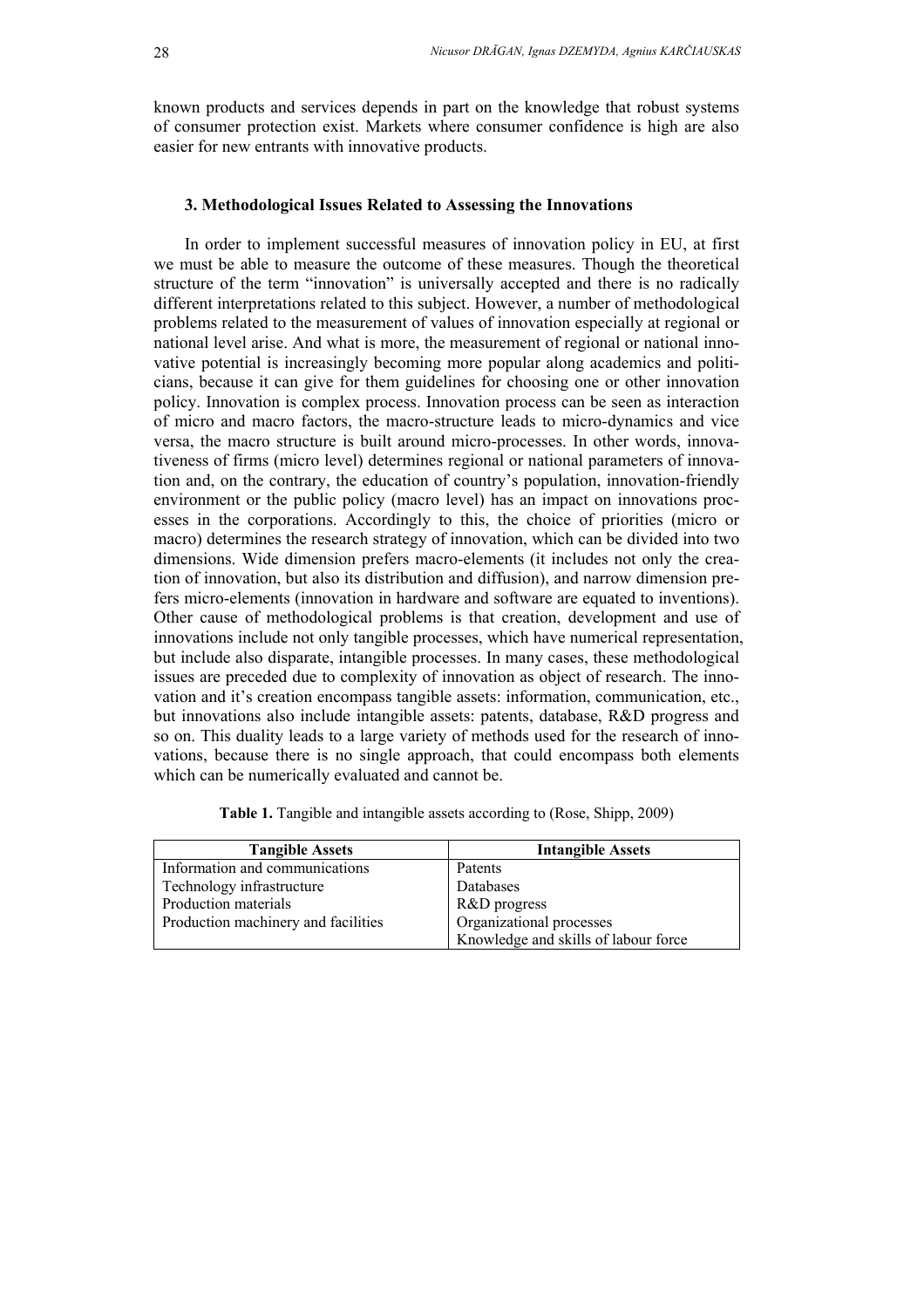known products and services depends in part on the knowledge that robust systems of consumer protection exist. Markets where consumer confidence is high are also easier for new entrants with innovative products.

### 3. Methodological Issues Related to Assessing the Innovations

In order to implement successful measures of innovation policy in EU, at first we must be able to measure the outcome of these measures. Though the theoretical structure of the term "innovation" is universally accepted and there is no radically different interpretations related to this subject. However, a number of methodological problems related to the measurement of values of innovation especially at regional or national level arise. And what is more, the measurement of regional or national innovative potential is increasingly becoming more popular along academics and politicians, because it can give for them guidelines for choosing one or other innovation policy. Innovation is complex process. Innovation process can be seen as interaction of micro and macro factors, the macro-structure leads to micro-dynamics and vice versa, the macro structure is built around micro-processes. In other words, innovativeness of firms (micro level) determines regional or national parameters of innovation and, on the contrary, the education of country's population, innovation-friendly environment or the public policy (macro level) has an impact on innovations processes in the corporations. Accordingly to this, the choice of priorities (micro or macro) determines the research strategy of innovation, which can be divided into two dimensions. Wide dimension prefers macro-elements (it includes not only the creation of innovation, but also its distribution and diffusion), and narrow dimension prefers micro-elements (innovation in hardware and software are equated to inventions). Other cause of methodological problems is that creation, development and use of innovations include not only tangible processes, which have numerical representation, but include also disparate, intangible processes. In many cases, these methodological issues are preceded due to complexity of innovation as object of research. The innovation and it's creation encompass tangible assets: information, communication, etc., but innovations also include intangible assets: patents, database, R&D progress and so on. This duality leads to a large variety of methods used for the research of innovations, because there is no single approach, that could encompass both elements which can be numerically evaluated and cannot be.

**Table 1.** Tangible and intangible assets according to (Rose, Shipp, 2009)

| Tangible Assets | Intangible Assets |
|---|---|
| Information and communications | Patents |
| Technology infrastructure | Databases |
| Production materials | R&D progress |
| Production machinery and facilities | Organizational processes |
| | Knowledge and skills of labour force |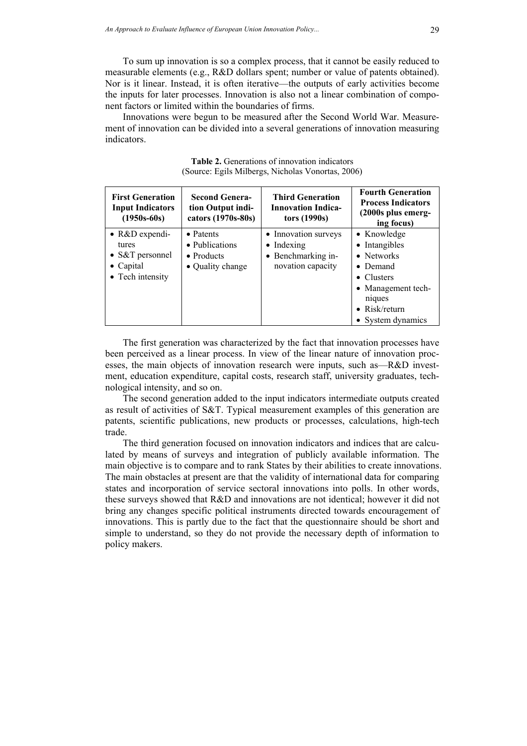To sum up innovation is so a complex process, that it cannot be easily reduced to measurable elements (e.g., R&D dollars spent; number or value of patents obtained). Nor is it linear. Instead, it is often iterative—the outputs of early activities become the inputs for later processes. Innovation is also not a linear combination of component factors or limited within the boundaries of firms.

Innovations were begun to be measured after the Second World War. Measurement of innovation can be divided into a several generations of innovation measuring indicators.

**Table 2.** Generations of innovation indicators
(Source: Egils Milbergs, Nicholas Vonortas, 2006)

| **First Generation Input Indicators (1950s-60s)** | **Second Generation Output indicators (1970s-80s)** | **Third Generation Innovation Indicators (1990s)** | **Fourth Generation Process Indicators (2000s plus emerging focus)** |
|---|---|---|---|
| • R&D expenditures<br>• S&T personnel<br>• Capital<br>• Tech intensity | • Patents<br>• Publications<br>• Products<br>• Quality change | • Innovation surveys<br>• Indexing<br>• Benchmarking innovation capacity | • Knowledge<br>• Intangibles<br>• Networks<br>• Demand<br>• Clusters<br>• Management techniques<br>• Risk/return<br>• System dynamics |

The first generation was characterized by the fact that innovation processes have been perceived as a linear process. In view of the linear nature of innovation processes, the main objects of innovation research were inputs, such as—R&D investment, education expenditure, capital costs, research staff, university graduates, technological intensity, and so on.

The second generation added to the input indicators intermediate outputs created as result of activities of S&T. Typical measurement examples of this generation are patents, scientific publications, new products or processes, calculations, high-tech trade.

The third generation focused on innovation indicators and indices that are calculated by means of surveys and integration of publicly available information. The main objective is to compare and to rank States by their abilities to create innovations. The main obstacles at present are that the validity of international data for comparing states and incorporation of service sectoral innovations into polls. In other words, these surveys showed that R&D and innovations are not identical; however it did not bring any changes specific political instruments directed towards encouragement of innovations. This is partly due to the fact that the questionnaire should be short and simple to understand, so they do not provide the necessary depth of information to policy makers.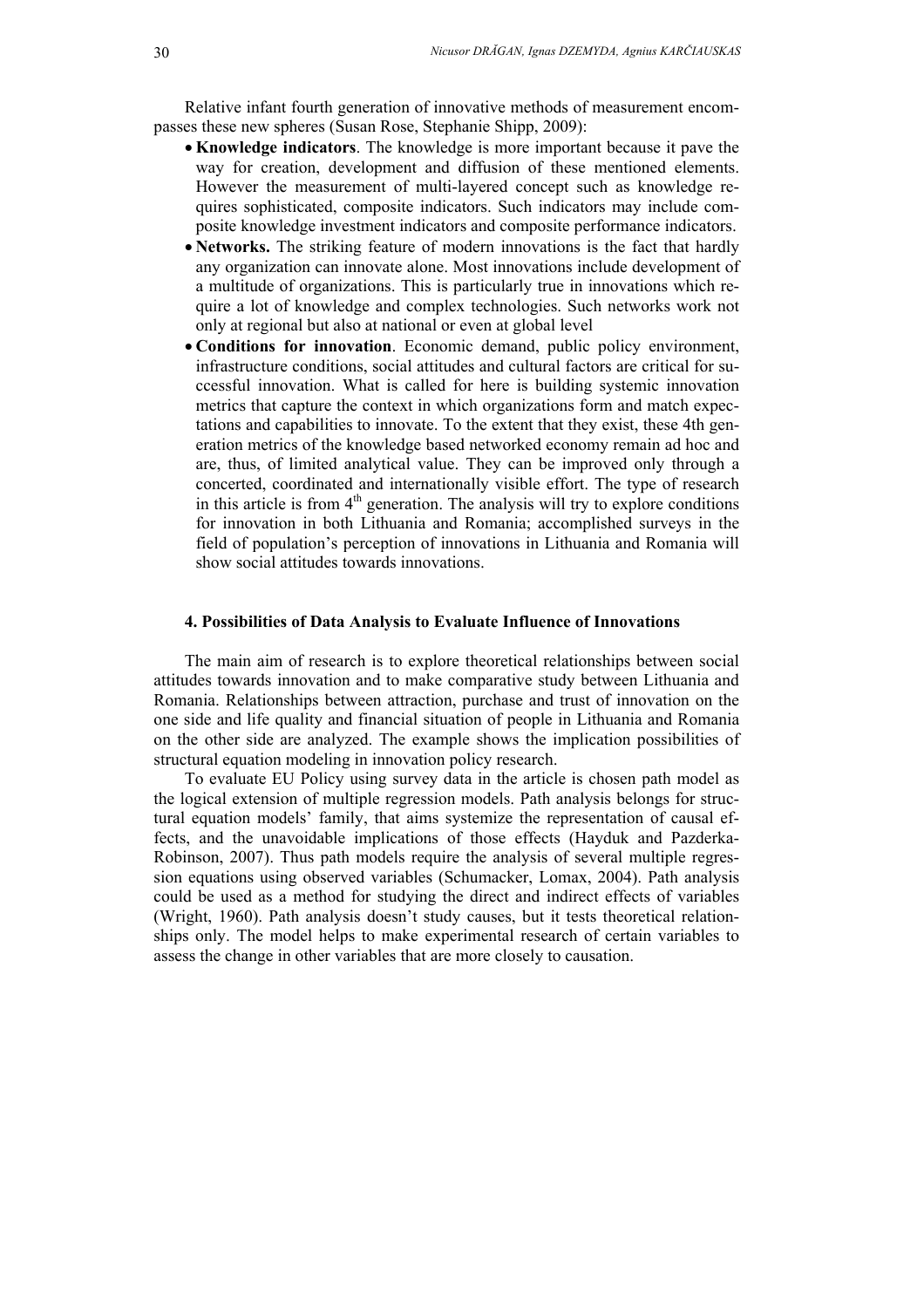Relative infant fourth generation of innovative methods of measurement encompasses these new spheres (Susan Rose, Stephanie Shipp, 2009):

- **Knowledge indicators**. The knowledge is more important because it pave the way for creation, development and diffusion of these mentioned elements. However the measurement of multi-layered concept such as knowledge requires sophisticated, composite indicators. Such indicators may include composite knowledge investment indicators and composite performance indicators.
- **Networks.** The striking feature of modern innovations is the fact that hardly any organization can innovate alone. Most innovations include development of a multitude of organizations. This is particularly true in innovations which require a lot of knowledge and complex technologies. Such networks work not only at regional but also at national or even at global level
- **Conditions for innovation**. Economic demand, public policy environment, infrastructure conditions, social attitudes and cultural factors are critical for successful innovation. What is called for here is building systemic innovation metrics that capture the context in which organizations form and match expectations and capabilities to innovate. To the extent that they exist, these 4th generation metrics of the knowledge based networked economy remain ad hoc and are, thus, of limited analytical value. They can be improved only through a concerted, coordinated and internationally visible effort. The type of research in this article is from 4$^{th}$ generation. The analysis will try to explore conditions for innovation in both Lithuania and Romania; accomplished surveys in the field of population's perception of innovations in Lithuania and Romania will show social attitudes towards innovations.

### 4. Possibilities of Data Analysis to Evaluate Influence of Innovations

The main aim of research is to explore theoretical relationships between social attitudes towards innovation and to make comparative study between Lithuania and Romania. Relationships between attraction, purchase and trust of innovation on the one side and life quality and financial situation of people in Lithuania and Romania on the other side are analyzed. The example shows the implication possibilities of structural equation modeling in innovation policy research.

To evaluate EU Policy using survey data in the article is chosen path model as the logical extension of multiple regression models. Path analysis belongs for structural equation models' family, that aims systemize the representation of causal effects, and the unavoidable implications of those effects (Hayduk and Pazderka-Robinson, 2007). Thus path models require the analysis of several multiple regression equations using observed variables (Schumacker, Lomax, 2004). Path analysis could be used as a method for studying the direct and indirect effects of variables (Wright, 1960). Path analysis doesn't study causes, but it tests theoretical relationships only. The model helps to make experimental research of certain variables to assess the change in other variables that are more closely to causation.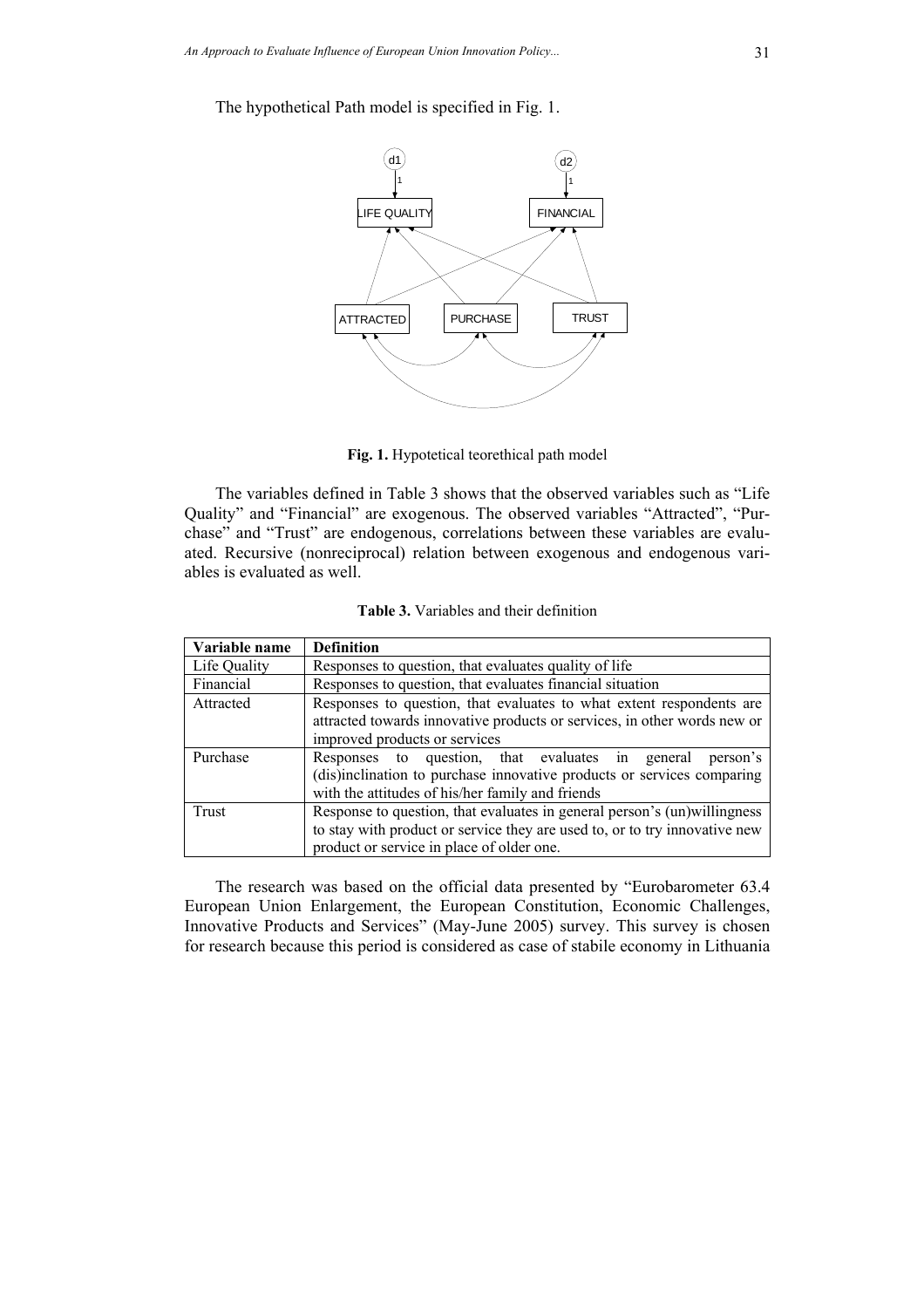The hypothetical Path model is specified in Fig. 1.

d1
1
d2
1
LIFE QUALITY
FINANCIAL
ATTRACTED
PURCHASE
TRUST

**Fig. 1.** Hypotetical teorethical path model

The variables defined in Table 3 shows that the observed variables such as "Life Quality" and "Financial" are exogenous. The observed variables "Attracted", "Purchase" and "Trust" are endogenous, correlations between these variables are evaluated. Recursive (nonreciprocal) relation between exogenous and endogenous variables is evaluated as well.

**Table 3.** Variables and their definition

| **Variable name** | **Definition** |
|---|---|
| Life Quality | Responses to question, that evaluates quality of life |
| Financial | Responses to question, that evaluates financial situation |
| Attracted | Responses to question, that evaluates to what extent respondents are attracted towards innovative products or services, in other words new or improved products or services |
| Purchase | Responses to question, that evaluates in general person's (dis)inclination to purchase innovative products or services comparing with the attitudes of his/her family and friends |
| Trust | Response to question, that evaluates in general person's (un)willingness to stay with product or service they are used to, or to try innovative new product or service in place of older one. |

The research was based on the official data presented by "Eurobarometer 63.4 European Union Enlargement, the European Constitution, Economic Challenges, Innovative Products and Services" (May-June 2005) survey. This survey is chosen for research because this period is considered as case of stabile economy in Lithuania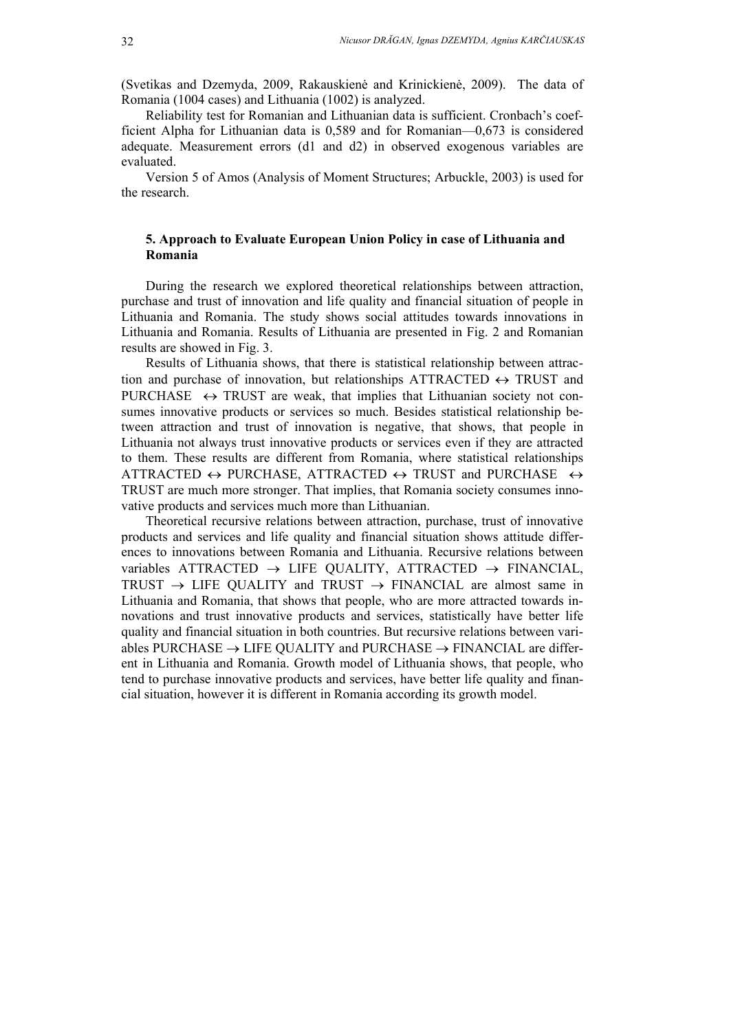(Svetikas and Dzemyda, 2009, Rakauskienė and Krinickienė, 2009). The data of Romania (1004 cases) and Lithuania (1002) is analyzed.

Reliability test for Romanian and Lithuanian data is sufficient. Cronbach's coefficient Alpha for Lithuanian data is 0,589 and for Romanian—0,673 is considered adequate. Measurement errors (d1 and d2) in observed exogenous variables are evaluated.

Version 5 of Amos (Analysis of Moment Structures; Arbuckle, 2003) is used for the research.

## 5. Approach to Evaluate European Union Policy in case of Lithuania and Romania

During the research we explored theoretical relationships between attraction, purchase and trust of innovation and life quality and financial situation of people in Lithuania and Romania. The study shows social attitudes towards innovations in Lithuania and Romania. Results of Lithuania are presented in Fig. 2 and Romanian results are showed in Fig. 3.

Results of Lithuania shows, that there is statistical relationship between attraction and purchase of innovation, but relationships ATTRACTED $\leftrightarrow$ TRUST and PURCHASE $\leftrightarrow$ TRUST are weak, that implies that Lithuanian society not consumes innovative products or services so much. Besides statistical relationship between attraction and trust of innovation is negative, that shows, that people in Lithuania not always trust innovative products or services even if they are attracted to them. These results are different from Romania, where statistical relationships ATTRACTED $\leftrightarrow$ PURCHASE, ATTRACTED $\leftrightarrow$ TRUST and PURCHASE $\leftrightarrow$ TRUST are much more stronger. That implies, that Romania society consumes innovative products and services much more than Lithuanian.

Theoretical recursive relations between attraction, purchase, trust of innovative products and services and life quality and financial situation shows attitude differences to innovations between Romania and Lithuania. Recursive relations between variables ATTRACTED $\rightarrow$ LIFE QUALITY, ATTRACTED $\rightarrow$ FINANCIAL, TRUST $\rightarrow$ LIFE QUALITY and TRUST $\rightarrow$ FINANCIAL are almost same in Lithuania and Romania, that shows that people, who are more attracted towards innovations and trust innovative products and services, statistically have better life quality and financial situation in both countries. But recursive relations between variables PURCHASE $\rightarrow$ LIFE QUALITY and PURCHASE $\rightarrow$ FINANCIAL are different in Lithuania and Romania. Growth model of Lithuania shows, that people, who tend to purchase innovative products and services, have better life quality and financial situation, however it is different in Romania according its growth model.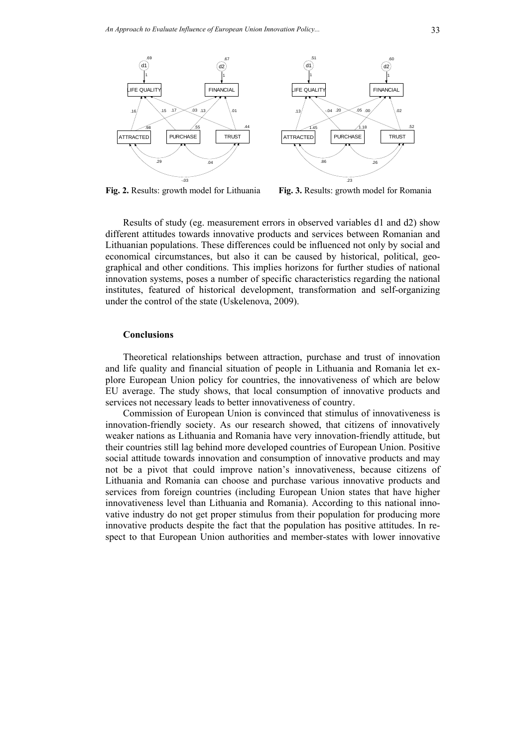.69

d1

1

LIFE QUALITY

.16

.15 .17

.98

ATTRACTED

.29

PURCHASE

.55

.03 .13

.04

TRUST

.44

.01

-.03

.67

d2

1

FINANCIAL

**Fig. 2.** Results: growth model for Lithuania

.51

d1

1

LIFE QUALITY

.13

-.04 .20

1.45

ATTRACTED

.86

PURCHASE

1.18

.05 .00

.26

TRUST

.52

.02

.23

.60

d2

1

FINANCIAL

**Fig. 3.** Results: growth model for Romania

Results of study (eg. measurement errors in observed variables d1 and d2) show different attitudes towards innovative products and services between Romanian and Lithuanian populations. These differences could be influenced not only by social and economical circumstances, but also it can be caused by historical, political, geographical and other conditions. This implies horizons for further studies of national innovation systems, poses a number of specific characteristics regarding the national institutes, featured of historical development, transformation and self-organizing under the control of the state (Uskelenova, 2009).

## Conclusions

Theoretical relationships between attraction, purchase and trust of innovation and life quality and financial situation of people in Lithuania and Romania let explore European Union policy for countries, the innovativeness of which are below EU average. The study shows, that local consumption of innovative products and services not necessary leads to better innovativeness of country.

Commission of European Union is convinced that stimulus of innovativeness is innovation-friendly society. As our research showed, that citizens of innovatively weaker nations as Lithuania and Romania have very innovation-friendly attitude, but their countries still lag behind more developed countries of European Union. Positive social attitude towards innovation and consumption of innovative products and may not be a pivot that could improve nation's innovativeness, because citizens of Lithuania and Romania can choose and purchase various innovative products and services from foreign countries (including European Union states that have higher innovativeness level than Lithuania and Romania). According to this national innovative industry do not get proper stimulus from their population for producing more innovative products despite the fact that the population has positive attitudes. In respect to that European Union authorities and member-states with lower innovative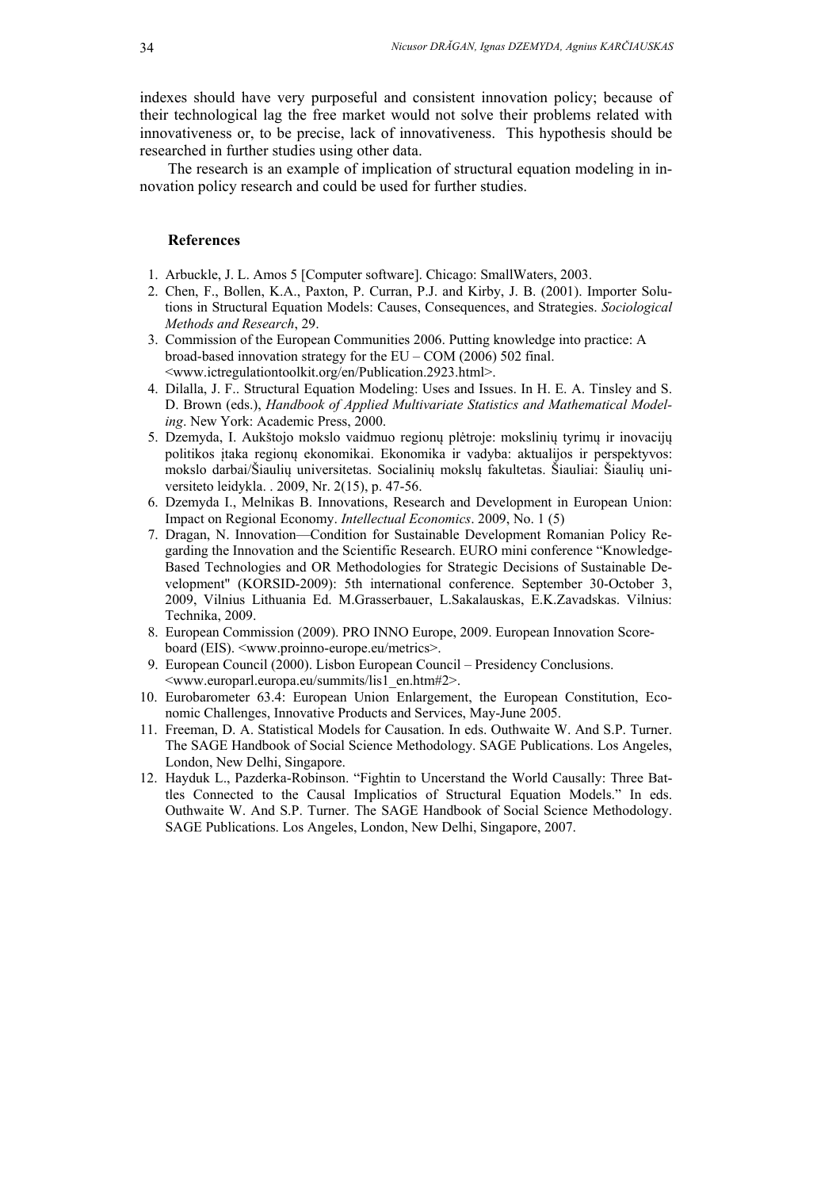indexes should have very purposeful and consistent innovation policy; because of their technological lag the free market would not solve their problems related with innovativeness or, to be precise, lack of innovativeness. This hypothesis should be researched in further studies using other data.

The research is an example of implication of structural equation modeling in innovation policy research and could be used for further studies.

## References

1. Arbuckle, J. L. Amos 5 [Computer software]. Chicago: SmallWaters, 2003.
2. Chen, F., Bollen, K.A., Paxton, P. Curran, P.J. and Kirby, J. B. (2001). Importer Solutions in Structural Equation Models: Causes, Consequences, and Strategies. *Sociological Methods and Research*, 29.
3. Commission of the European Communities 2006. Putting knowledge into practice: A broad-based innovation strategy for the EU – COM (2006) 502 final. <www.ictregulationtoolkit.org/en/Publication.2923.html>.
4. Dilalla, J. F.. Structural Equation Modeling: Uses and Issues. In H. E. A. Tinsley and S. D. Brown (eds.), *Handbook of Applied Multivariate Statistics and Mathematical Modeling*. New York: Academic Press, 2000.
5. Dzemyda, I. Aukštojo mokslo vaidmuo regionų plėtroje: mokslinių tyrimų ir inovacijų politikos įtaka regionų ekonomikai. Ekonomika ir vadyba: aktualijos ir perspektyvos: mokslo darbai/Šiaulių universitetas. Socialinių mokslų fakultetas. Šiauliai: Šiaulių universiteto leidykla. . 2009, Nr. 2(15), p. 47-56.
6. Dzemyda I., Melnikas B. Innovations, Research and Development in European Union: Impact on Regional Economy. *Intellectual Economics*. 2009, No. 1 (5)
7. Dragan, N. Innovation—Condition for Sustainable Development Romanian Policy Regarding the Innovation and the Scientific Research. EURO mini conference "Knowledge-Based Technologies and OR Methodologies for Strategic Decisions of Sustainable Development" (KORSID-2009): 5th international conference. September 30-October 3, 2009, Vilnius Lithuania Ed. M.Grasserbauer, L.Sakalauskas, E.K.Zavadskas. Vilnius: Technika, 2009.
8. European Commission (2009). PRO INNO Europe, 2009. European Innovation Scoreboard (EIS). <www.proinno-europe.eu/metrics>.
9. European Council (2000). Lisbon European Council – Presidency Conclusions. <www.europarl.europa.eu/summits/lis1_en.htm#2>.
10. Eurobarometer 63.4: European Union Enlargement, the European Constitution, Economic Challenges, Innovative Products and Services, May-June 2005.
11. Freeman, D. A. Statistical Models for Causation. In eds. Outhwaite W. And S.P. Turner. The SAGE Handbook of Social Science Methodology. SAGE Publications. Los Angeles, London, New Delhi, Singapore.
12. Hayduk L., Pazderka-Robinson. "Fightin to Uncerstand the World Causally: Three Battles Connected to the Causal Implicatios of Structural Equation Models." In eds. Outhwaite W. And S.P. Turner. The SAGE Handbook of Social Science Methodology. SAGE Publications. Los Angeles, London, New Delhi, Singapore, 2007.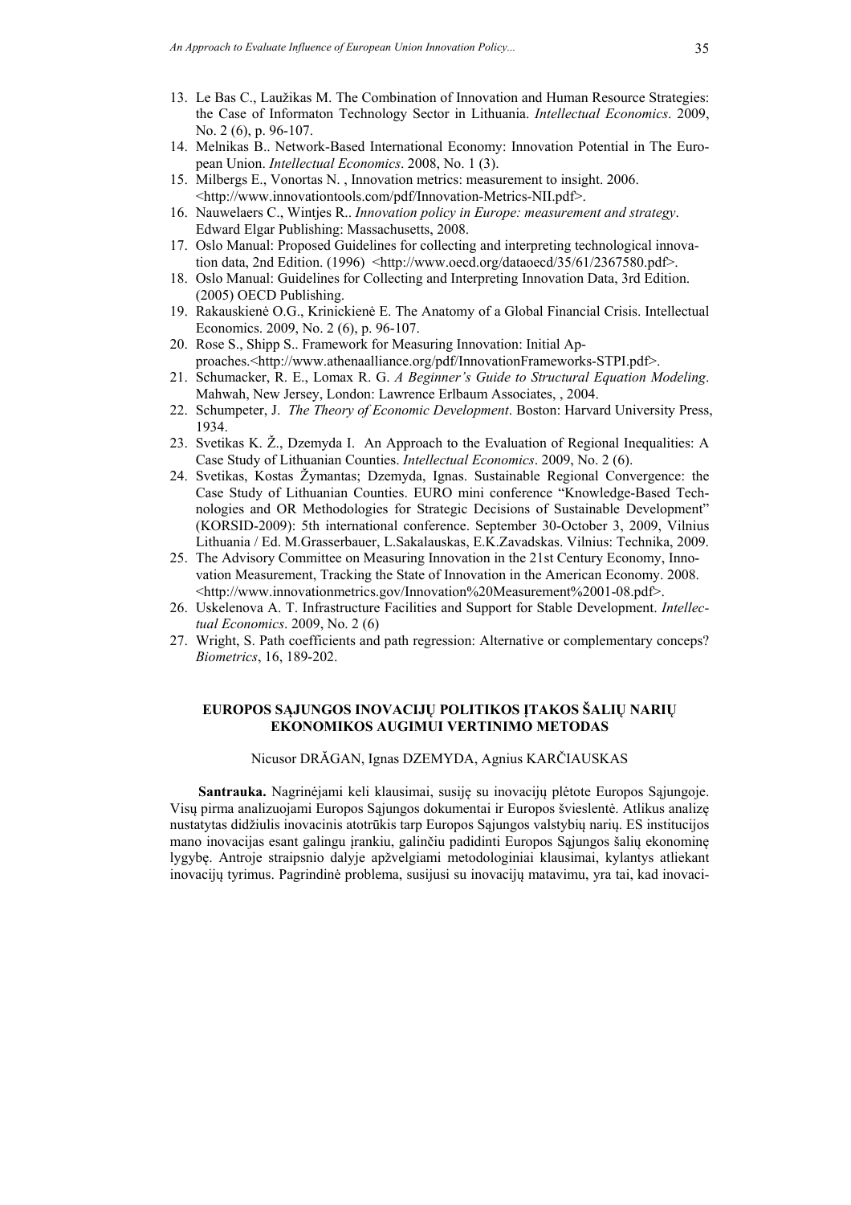13. Le Bas C., Laužikas M. The Combination of Innovation and Human Resource Strategies: the Case of Informaton Technology Sector in Lithuania. *Intellectual Economics*. 2009, No. 2 (6), p. 96-107.
14. Melnikas B.. Network-Based International Economy: Innovation Potential in The European Union. *Intellectual Economics*. 2008, No. 1 (3).
15. Milbergs E., Vonortas N. , Innovation metrics: measurement to insight. 2006. <http://www.innovationtools.com/pdf/Innovation-Metrics-NII.pdf>.
16. Nauwelaers C., Wintjes R.. *Innovation policy in Europe: measurement and strategy*. Edward Elgar Publishing: Massachusetts, 2008.
17. Oslo Manual: Proposed Guidelines for collecting and interpreting technological innovation data, 2nd Edition. (1996) <http://www.oecd.org/dataoecd/35/61/2367580.pdf>.
18. Oslo Manual: Guidelines for Collecting and Interpreting Innovation Data, 3rd Edition. (2005) OECD Publishing.
19. Rakauskienė O.G., Krinickienė E. The Anatomy of a Global Financial Crisis. Intellectual Economics. 2009, No. 2 (6), p. 96-107.
20. Rose S., Shipp S.. Framework for Measuring Innovation: Initial Approaches.<http://www.athenaalliance.org/pdf/InnovationFrameworks-STPI.pdf>.
21. Schumacker, R. E., Lomax R. G. *A Beginner's Guide to Structural Equation Modeling*. Mahwah, New Jersey, London: Lawrence Erlbaum Associates, , 2004.
22. Schumpeter, J. *The Theory of Economic Development*. Boston: Harvard University Press, 1934.
23. Svetikas K. Ž., Dzemyda I. An Approach to the Evaluation of Regional Inequalities: A Case Study of Lithuanian Counties. *Intellectual Economics*. 2009, No. 2 (6).
24. Svetikas, Kostas Žymantas; Dzemyda, Ignas. Sustainable Regional Convergence: the Case Study of Lithuanian Counties. EURO mini conference "Knowledge-Based Technologies and OR Methodologies for Strategic Decisions of Sustainable Development" (KORSID-2009): 5th international conference. September 30-October 3, 2009, Vilnius Lithuania / Ed. M.Grasserbauer, L.Sakalauskas, E.K.Zavadskas. Vilnius: Technika, 2009.
25. The Advisory Committee on Measuring Innovation in the 21st Century Economy, Innovation Measurement, Tracking the State of Innovation in the American Economy. 2008. <http://www.innovationmetrics.gov/Innovation%20Measurement%2001-08.pdf>.
26. Uskelenova A. T. Infrastructure Facilities and Support for Stable Development. *Intellectual Economics*. 2009, No. 2 (6)
27. Wright, S. Path coefficients and path regression: Alternative or complementary conceps? *Biometrics*, 16, 189-202.

## EUROPOS SĄJUNGOS INOVACIJŲ POLITIKOS ĮTAKOS ŠALIŲ NARIŲ EKONOMIKOS AUGIMUI VERTINIMO METODAS

Nicusor DRĂGAN, Ignas DZEMYDA, Agnius KARČIAUSKAS

**Santrauka.** Nagrinėjami keli klausimai, susiję su inovacijų plėtote Europos Sąjungoje. Visų pirma analizuojami Europos Sąjungos dokumentai ir Europos švieslentė. Atlikus analizę nustatytas didžiulis inovacinis atotrūkis tarp Europos Sąjungos valstybių narių. ES institucijos mano inovacijas esant galingu įrankiu, galinčiu padidinti Europos Sąjungos šalių ekonominę lygybę. Antroje straipsnio dalyje apžvelgiami metodologiniai klausimai, kylantys atliekant inovacijų tyrimus. Pagrindinė problema, susijusi su inovacijų matavimu, yra tai, kad inovaci-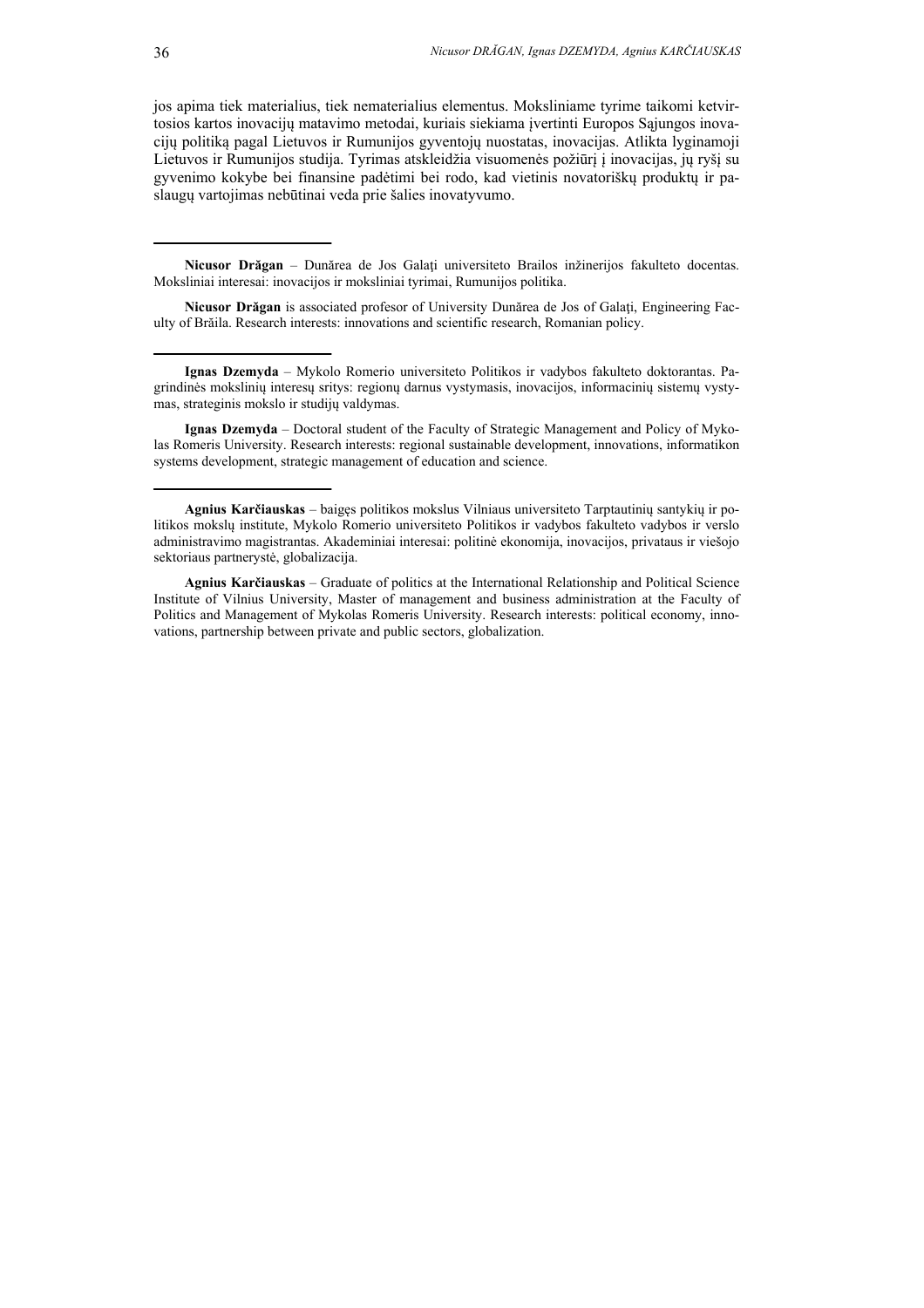jos apima tiek materialius, tiek nematerialius elementus. Moksliniame tyrime taikomi ketvirtosios kartos inovacijų matavimo metodai, kuriais siekiama įvertinti Europos Sąjungos inovacijų politiką pagal Lietuvos ir Rumunijos gyventojų nuostatas, inovacijas. Atlikta lyginamoji Lietuvos ir Rumunijos studija. Tyrimas atskleidžia visuomenės požiūrį į inovacijas, jų ryšį su gyvenimo kokybe bei finansine padėtimi bei rodo, kad vietinis novatoriškų produktų ir paslaugų vartojimas nebūtinai veda prie šalies inovatyvumo.

---

**Nicusor Drăgan** – Dunărea de Jos Galaţi universiteto Brailos inžinerijos fakulteto docentas. Moksliniai interesai: inovacijos ir moksliniai tyrimai, Rumunijos politika.

**Nicusor Drăgan** is associated profesor of University Dunărea de Jos of Galaţi, Engineering Faculty of Brăila. Research interests: innovations and scientific research, Romanian policy.

---

**Ignas Dzemyda** – Mykolo Romerio universiteto Politikos ir vadybos fakulteto doktorantas. Pagrindinės mokslinių interesų sritys: regionų darnus vystymasis, inovacijos, informacinių sistemų vystymas, strateginis mokslo ir studijų valdymas.

**Ignas Dzemyda** – Doctoral student of the Faculty of Strategic Management and Policy of Mykolas Romeris University. Research interests: regional sustainable development, innovations, informatikon systems development, strategic management of education and science.

---

**Agnius Karčiauskas** – baigęs politikos mokslus Vilniaus universiteto Tarptautinių santykių ir politikos mokslų institute, Mykolo Romerio universiteto Politikos ir vadybos fakulteto vadybos ir verslo administravimo magistrantas. Akademiniai interesai: politinė ekonomija, inovacijos, privataus ir viešojo sektoriaus partnerystė, globalizacija.

**Agnius Karčiauskas** – Graduate of politics at the International Relationship and Political Science Institute of Vilnius University, Master of management and business administration at the Faculty of Politics and Management of Mykolas Romeris University. Research interests: political economy, innovations, partnership between private and public sectors, globalization.